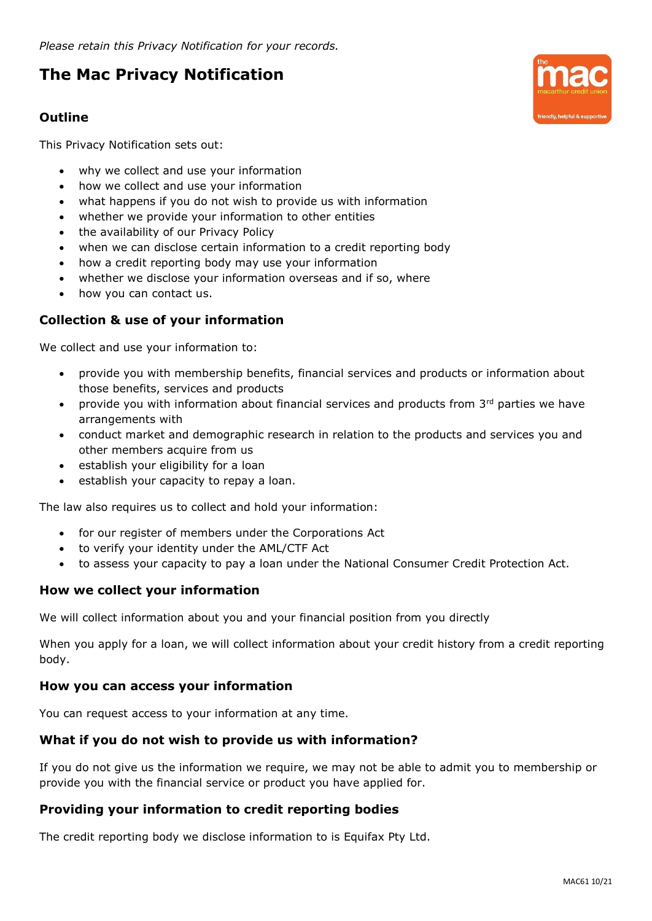*Please retain this Privacy Notification for your records.*

# The Mac Privacy Notification

## Outline

This Privacy Notification sets out:

- why we collect and use your information
- how we collect and use your information
- what happens if you do not wish to provide us with information
- whether we provide your information to other entities
- the availability of our Privacy Policy
- when we can disclose certain information to a credit reporting body
- how a credit reporting body may use your information
- whether we disclose your information overseas and if so, where
- how you can contact us.

## Collection & use of your information

We collect and use your information to:

- provide you with membership benefits, financial services and products or information about those benefits, services and products
- provide you with information about financial services and products from 3rd parties we have arrangements with
- conduct market and demographic research in relation to the products and services you and other members acquire from us
- establish your eligibility for a loan
- establish your capacity to repay a loan.

The law also requires us to collect and hold your information:

- for our register of members under the Corporations Act
- to verify your identity under the AML/CTF Act
- to assess your capacity to pay a loan under the National Consumer Credit Protection Act.

## How we collect your information

We will collect information about you and your financial position from you directly

When you apply for a loan, we will collect information about your credit history from a credit reporting body.

## How you can access your information

You can request access to your information at any time.

## What if you do not wish to provide us with information?

If you do not give us the information we require, we may not be able to admit you to membership or provide you with the financial service or product you have applied for.

## Providing your information to credit reporting bodies

The credit reporting body we disclose information to is Equifax Pty Ltd.

MAC61 10/21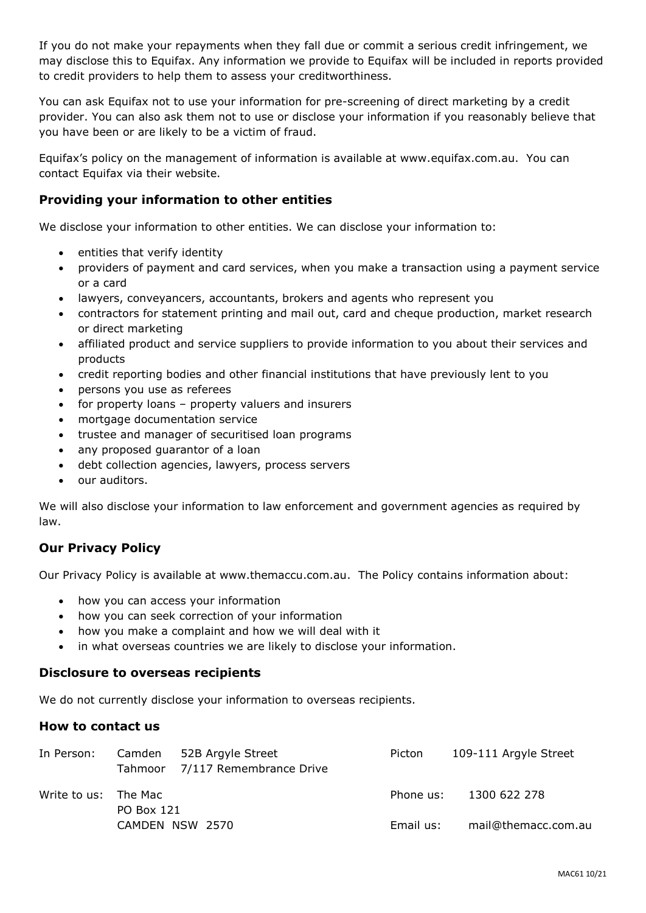If you do not make your repayments when they fall due or commit a serious credit infringement, we may disclose this to Equifax. Any information we provide to Equifax will be included in reports provided to credit providers to help them to assess your creditworthiness.

You can ask Equifax not to use your information for pre-screening of direct marketing by a credit provider. You can also ask them not to use or disclose your information if you reasonably believe that you have been or are likely to be a victim of fraud.

Equifax's policy on the management of information is available at www.equifax.com.au. You can contact Equifax via their website.

### Providing your information to other entities

We disclose your information to other entities. We can disclose your information to:

- entities that verify identity
- providers of payment and card services, when you make a transaction using a payment service or a card
- lawyers, conveyancers, accountants, brokers and agents who represent you
- contractors for statement printing and mail out, card and cheque production, market research or direct marketing
- affiliated product and service suppliers to provide information to you about their services and products
- credit reporting bodies and other financial institutions that have previously lent to you
- persons you use as referees
- for property loans – property valuers and insurers
- mortgage documentation service
- trustee and manager of securitised loan programs
- any proposed guarantor of a loan
- debt collection agencies, lawyers, process servers
- our auditors.

We will also disclose your information to law enforcement and government agencies as required by law.

### Our Privacy Policy

Our Privacy Policy is available at www.themaccu.com.au. The Policy contains information about:

- how you can access your information
- how you can seek correction of your information
- how you make a complaint and how we will deal with it
- in what overseas countries we are likely to disclose your information.

### Disclosure to overseas recipients

We do not currently disclose your information to overseas recipients.

### How to contact us

| | | | | |
|---|---|---|---|---|
| In Person: | Camden | 52B Argyle Street | Picton | 109-111 Argyle Street |
| | Tahmoor | 7/117 Remembrance Drive | | |
| Write to us: | The Mac<br>PO Box 121<br>CAMDEN NSW 2570 | | Phone us: | 1300 622 278 |
| | | | Email us: | mail@themacc.com.au |

MAC61 10/21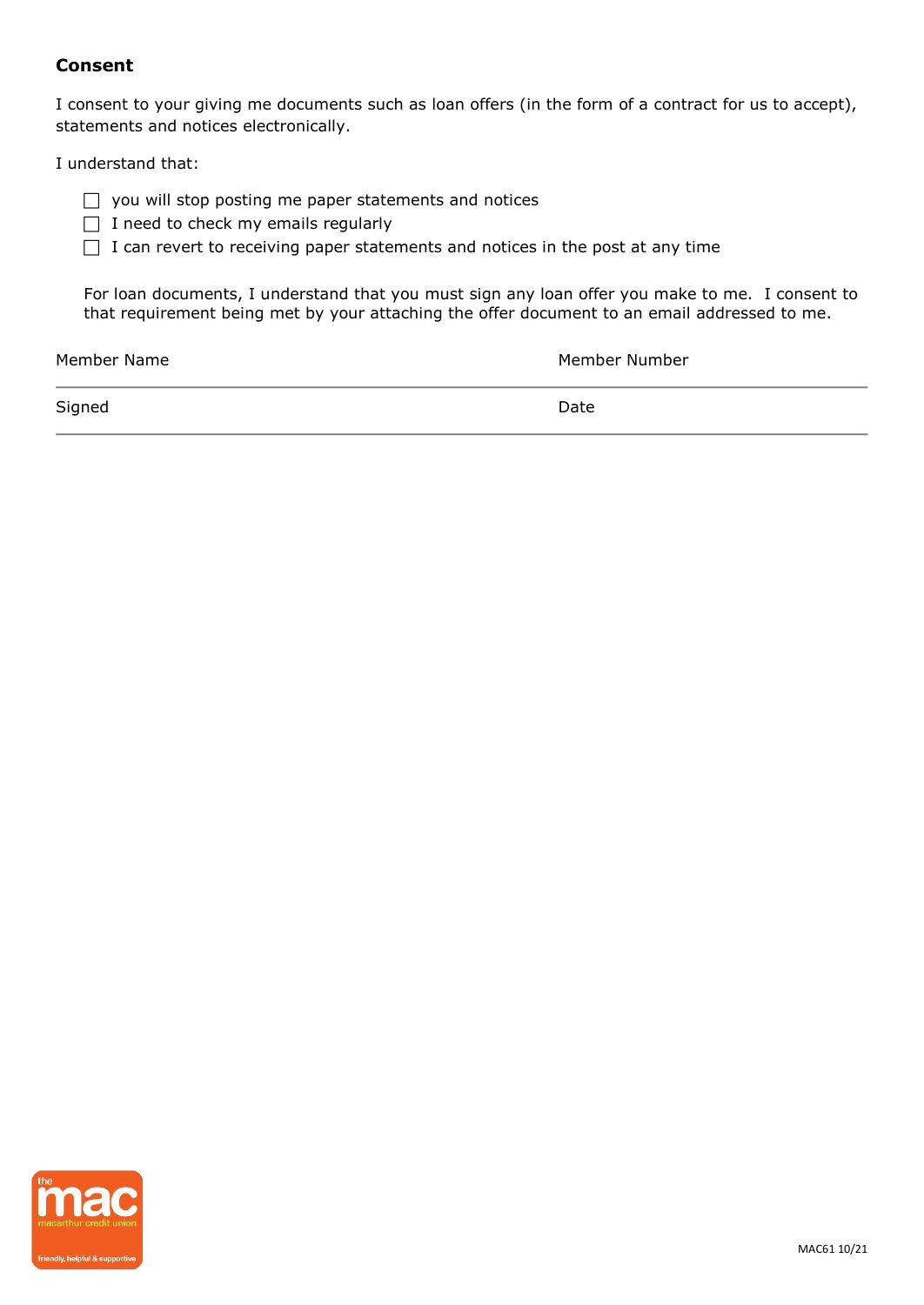## Consent

I consent to your giving me documents such as loan offers (in the form of a contract for us to accept), statements and notices electronically.

I understand that:

- ☐ you will stop posting me paper statements and notices
- ☐ I need to check my emails regularly
- ☐ I can revert to receiving paper statements and notices in the post at any time

For loan documents, I understand that you must sign any loan offer you make to me. I consent to that requirement being met by your attaching the offer document to an email addressed to me.

| | |
|---|---|
| Member Name | Member Number |
| Signed | Date |

MAC61 10/21